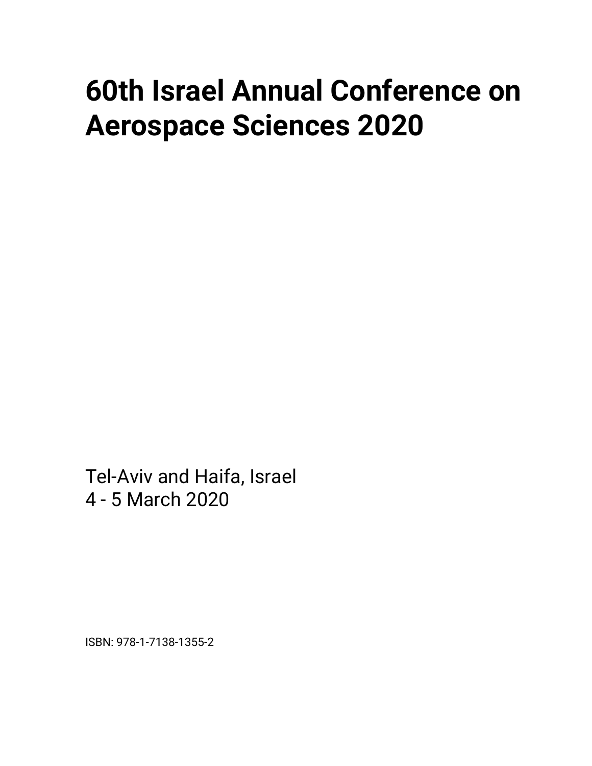# 60th Israel Annual Conference on Aerospace Sciences 2020

Tel-Aviv and Haifa, Israel
4 - 5 March 2020

ISBN: 978-1-7138-1355-2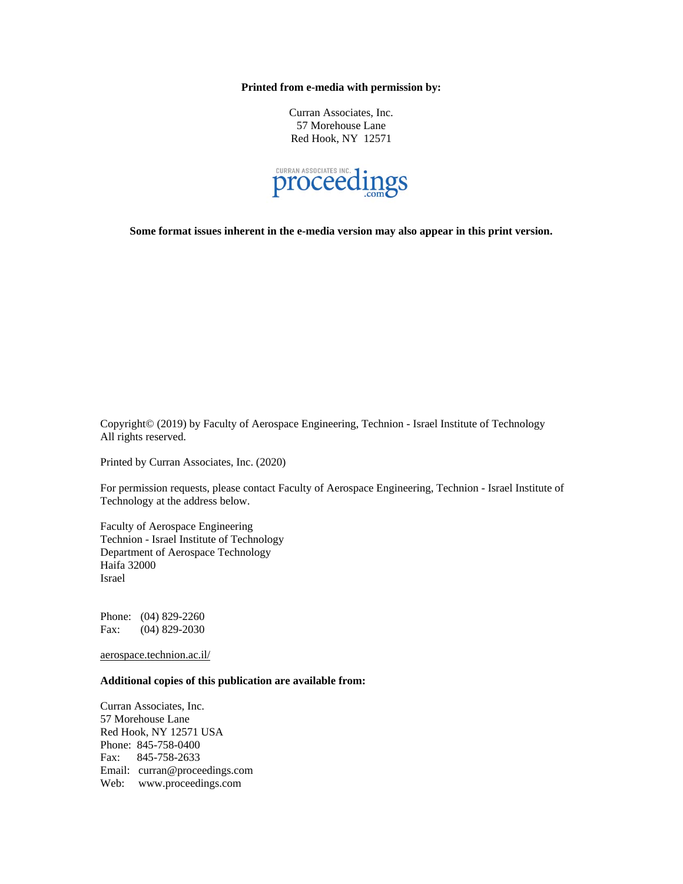**Printed from e-media with permission by:**

Curran Associates, Inc.
57 Morehouse Lane
Red Hook, NY 12571

CURRAN ASSOCIATES INC. proceedings.com

**Some format issues inherent in the e-media version may also appear in this print version.**

Copyright© (2019) by Faculty of Aerospace Engineering, Technion - Israel Institute of Technology
All rights reserved.

Printed by Curran Associates, Inc. (2020)

For permission requests, please contact Faculty of Aerospace Engineering, Technion - Israel Institute of Technology at the address below.

Faculty of Aerospace Engineering
Technion - Israel Institute of Technology
Department of Aerospace Technology
Haifa 32000
Israel

Phone: (04) 829-2260
Fax: (04) 829-2030

aerospace.technion.ac.il/

**Additional copies of this publication are available from:**

Curran Associates, Inc.
57 Morehouse Lane
Red Hook, NY 12571 USA
Phone: 845-758-0400
Fax: 845-758-2633
Email: curran@proceedings.com
Web: www.proceedings.com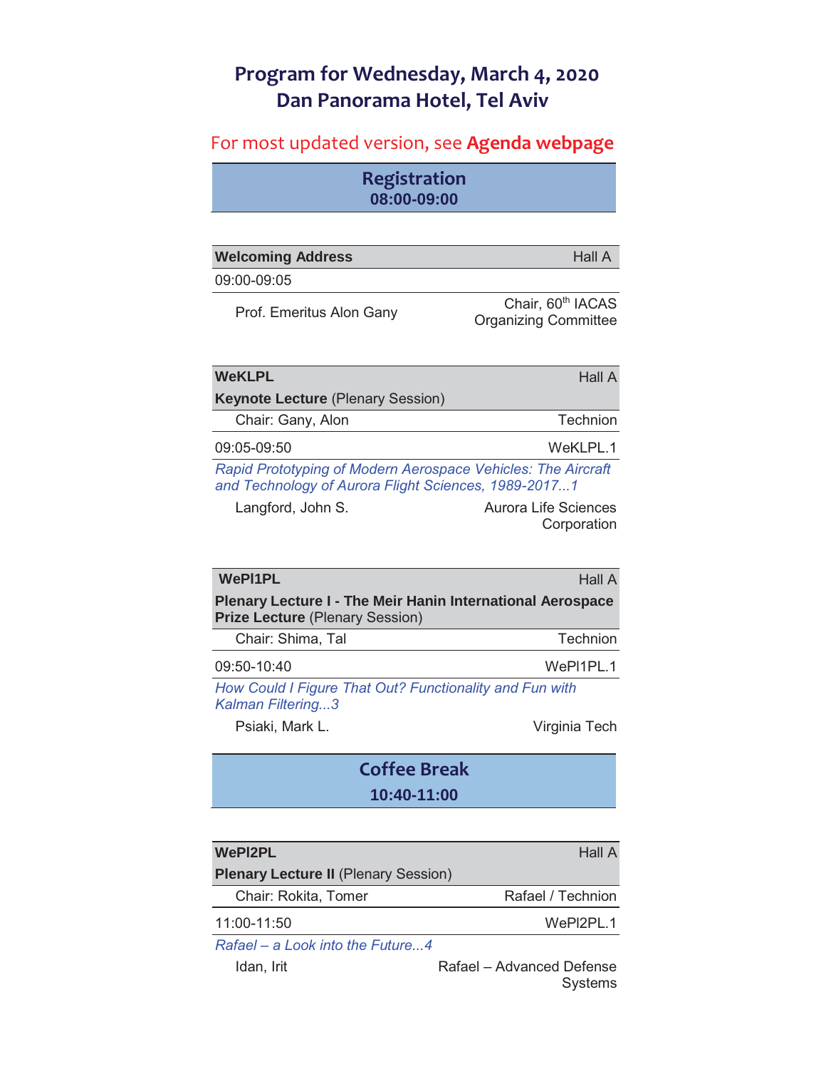# Program for Wednesday, March 4, 2020
# Dan Panorama Hotel, Tel Aviv

For most updated version, see **Agenda webpage**

## Registration
**08:00-09:00**

| **Welcoming Address** | Hall A |
|---|---|
| 09:00-09:05 | |
| Prof. Emeritus Alon Gany | Chair, 60th IACAS Organizing Committee |

| **WeKLPL** | Hall A |
|---|---|
| **Keynote Lecture** (Plenary Session) | |
| Chair: Gany, Alon | Technion |
| 09:05-09:50 | WeKLPL.1 |
| *Rapid Prototyping of Modern Aerospace Vehicles: The Aircraft and Technology of Aurora Flight Sciences, 1989-2017...1* | |
| Langford, John S. | Aurora Life Sciences Corporation |

| **WePl1PL** | Hall A |
|---|---|
| **Plenary Lecture I - The Meir Hanin International Aerospace Prize Lecture** (Plenary Session) | |
| Chair: Shima, Tal | Technion |
| 09:50-10:40 | WePl1PL.1 |
| *How Could I Figure That Out? Functionality and Fun with Kalman Filtering...3* | |
| Psiaki, Mark L. | Virginia Tech |

## Coffee Break
**10:40-11:00**

| **WePl2PL** | Hall A |
|---|---|
| **Plenary Lecture II** (Plenary Session) | |
| Chair: Rokita, Tomer | Rafael / Technion |
| 11:00-11:50 | WePl2PL.1 |
| *Rafael – a Look into the Future...4* | |
| Idan, Irit | Rafael – Advanced Defense Systems |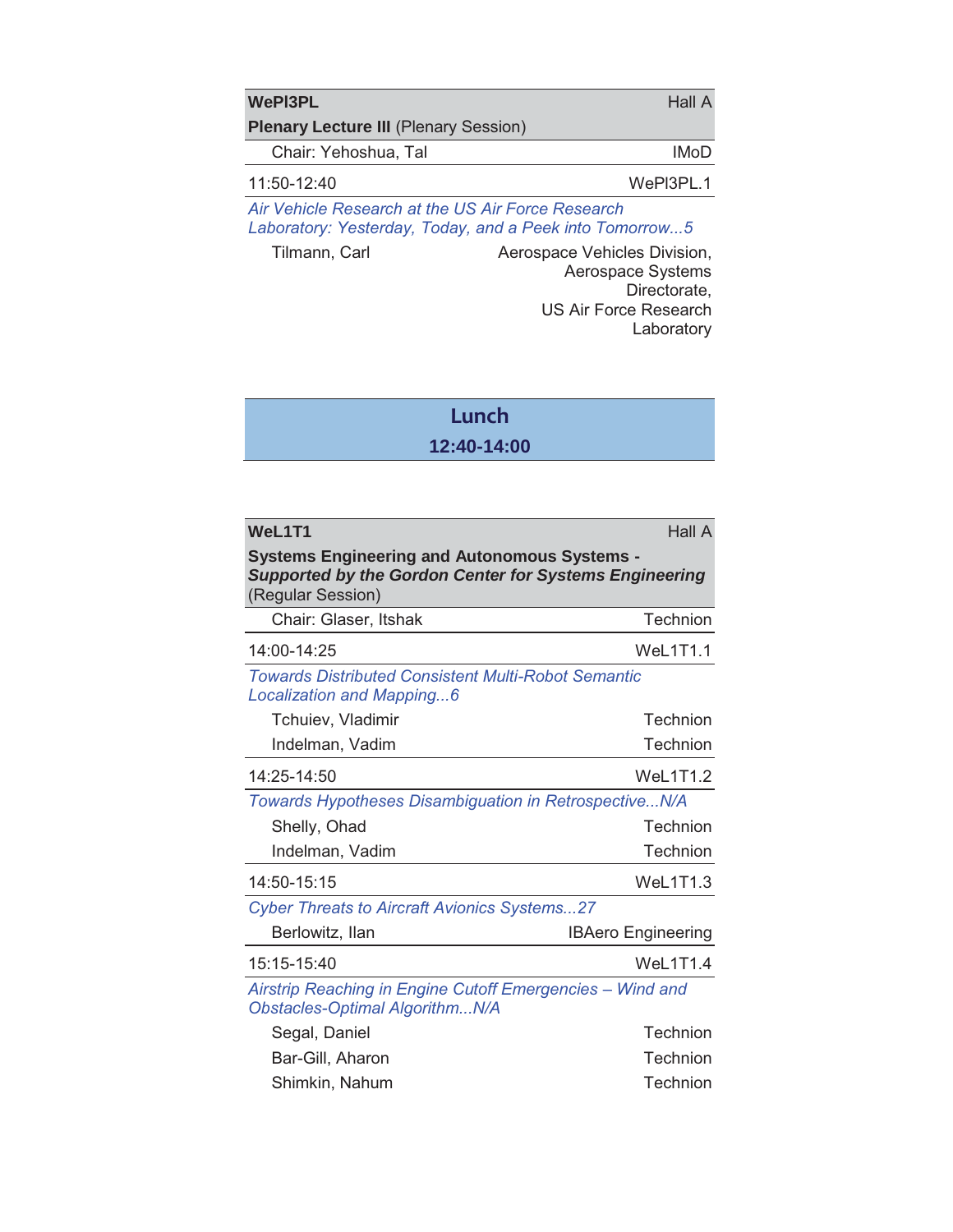**WePl3PL** — Hall A

**Plenary Lecture III** (Plenary Session)

Chair: Yehoshua, Tal — IMoD

11:50-12:40 — WePl3PL.1

*Air Vehicle Research at the US Air Force Research Laboratory: Yesterday, Today, and a Peek into Tomorrow...5*

Tilmann, Carl — Aerospace Vehicles Division, Aerospace Systems Directorate, US Air Force Research Laboratory

## Lunch

**12:40-14:00**

**WeL1T1** — Hall A

**Systems Engineering and Autonomous Systems - *Supported by the Gordon Center for Systems Engineering*** (Regular Session)

Chair: Glaser, Itshak — Technion

14:00-14:25 — WeL1T1.1

*Towards Distributed Consistent Multi-Robot Semantic Localization and Mapping...6*

Tchuiev, Vladimir — Technion
Indelman, Vadim — Technion

14:25-14:50 — WeL1T1.2

*Towards Hypotheses Disambiguation in Retrospective...N/A*

Shelly, Ohad — Technion
Indelman, Vadim — Technion

14:50-15:15 — WeL1T1.3

*Cyber Threats to Aircraft Avionics Systems...27*

Berlowitz, Ilan — IBAero Engineering

15:15-15:40 — WeL1T1.4

*Airstrip Reaching in Engine Cutoff Emergencies – Wind and Obstacles-Optimal Algorithm...N/A*

Segal, Daniel — Technion
Bar-Gill, Aharon — Technion
Shimkin, Nahum — Technion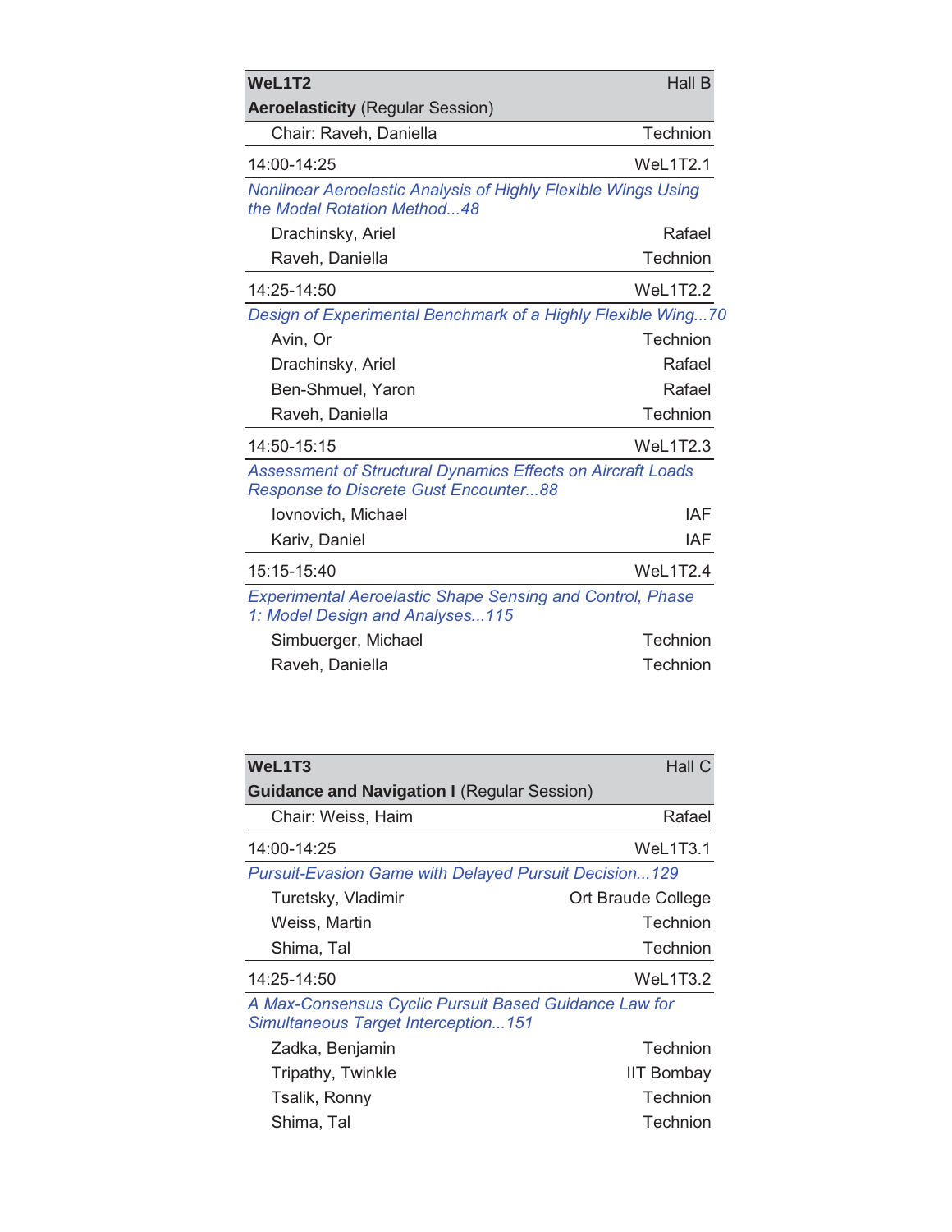| **WeL1T2** | Hall B |
|---|---|
| **Aeroelasticity** (Regular Session) | |
| Chair: Raveh, Daniella | Technion |
| 14:00-14:25 | WeL1T2.1 |
| *Nonlinear Aeroelastic Analysis of Highly Flexible Wings Using the Modal Rotation Method...48* | |
| Drachinsky, Ariel | Rafael |
| Raveh, Daniella | Technion |
| 14:25-14:50 | WeL1T2.2 |
| *Design of Experimental Benchmark of a Highly Flexible Wing...70* | |
| Avin, Or | Technion |
| Drachinsky, Ariel | Rafael |
| Ben-Shmuel, Yaron | Rafael |
| Raveh, Daniella | Technion |
| 14:50-15:15 | WeL1T2.3 |
| *Assessment of Structural Dynamics Effects on Aircraft Loads Response to Discrete Gust Encounter...88* | |
| Iovnovich, Michael | IAF |
| Kariv, Daniel | IAF |
| 15:15-15:40 | WeL1T2.4 |
| *Experimental Aeroelastic Shape Sensing and Control, Phase 1: Model Design and Analyses...115* | |
| Simbuerger, Michael | Technion |
| Raveh, Daniella | Technion |

| **WeL1T3** | Hall C |
|---|---|
| **Guidance and Navigation I** (Regular Session) | |
| Chair: Weiss, Haim | Rafael |
| 14:00-14:25 | WeL1T3.1 |
| *Pursuit-Evasion Game with Delayed Pursuit Decision...129* | |
| Turetsky, Vladimir | Ort Braude College |
| Weiss, Martin | Technion |
| Shima, Tal | Technion |
| 14:25-14:50 | WeL1T3.2 |
| *A Max-Consensus Cyclic Pursuit Based Guidance Law for Simultaneous Target Interception...151* | |
| Zadka, Benjamin | Technion |
| Tripathy, Twinkle | IIT Bombay |
| Tsalik, Ronny | Technion |
| Shima, Tal | Technion |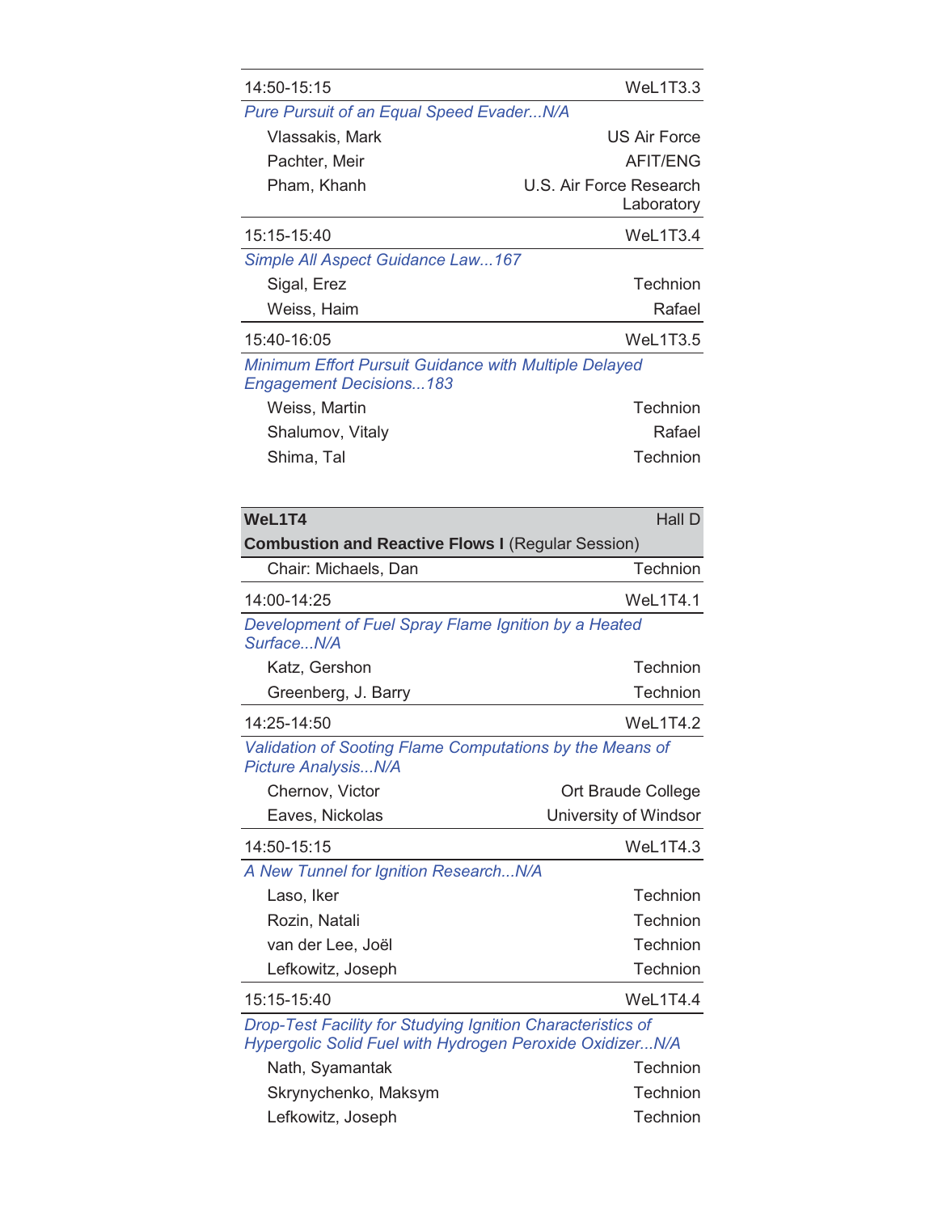| 14:50-15:15 | WeL1T3.3 |
|---|---|
| *Pure Pursuit of an Equal Speed Evader...N/A* | |
| Vlassakis, Mark | US Air Force |
| Pachter, Meir | AFIT/ENG |
| Pham, Khanh | U.S. Air Force Research Laboratory |

| 15:15-15:40 | WeL1T3.4 |
|---|---|
| *Simple All Aspect Guidance Law...167* | |
| Sigal, Erez | Technion |
| Weiss, Haim | Rafael |

| 15:40-16:05 | WeL1T3.5 |
|---|---|
| *Minimum Effort Pursuit Guidance with Multiple Delayed Engagement Decisions...183* | |
| Weiss, Martin | Technion |
| Shalumov, Vitaly | Rafael |
| Shima, Tal | Technion |

| **WeL1T4** | Hall D |
|---|---|
| **Combustion and Reactive Flows I** (Regular Session) | |
| Chair: Michaels, Dan | Technion |

| 14:00-14:25 | WeL1T4.1 |
|---|---|
| *Development of Fuel Spray Flame Ignition by a Heated Surface...N/A* | |
| Katz, Gershon | Technion |
| Greenberg, J. Barry | Technion |

| 14:25-14:50 | WeL1T4.2 |
|---|---|
| *Validation of Sooting Flame Computations by the Means of Picture Analysis...N/A* | |
| Chernov, Victor | Ort Braude College |
| Eaves, Nickolas | University of Windsor |

| 14:50-15:15 | WeL1T4.3 |
|---|---|
| *A New Tunnel for Ignition Research...N/A* | |
| Laso, Iker | Technion |
| Rozin, Natali | Technion |
| van der Lee, Joël | Technion |
| Lefkowitz, Joseph | Technion |

| 15:15-15:40 | WeL1T4.4 |
|---|---|
| *Drop-Test Facility for Studying Ignition Characteristics of Hypergolic Solid Fuel with Hydrogen Peroxide Oxidizer...N/A* | |
| Nath, Syamantak | Technion |
| Skrynychenko, Maksym | Technion |
| Lefkowitz, Joseph | Technion |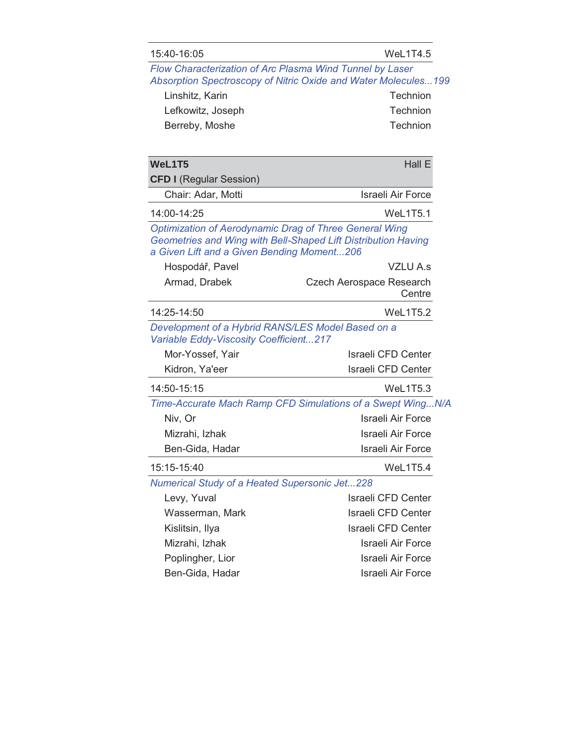| 15:40-16:05 | WeL1T4.5 |
|---|---|

*Flow Characterization of Arc Plasma Wind Tunnel by Laser Absorption Spectroscopy of Nitric Oxide and Water Molecules...199*

| | |
|---|---|
| Linshitz, Karin | Technion |
| Lefkowitz, Joseph | Technion |
| Berreby, Moshe | Technion |

## WeL1T5 — Hall E

**CFD I** (Regular Session)

Chair: Adar, Motti — Israeli Air Force

| 14:00-14:25 | WeL1T5.1 |
|---|---|

*Optimization of Aerodynamic Drag of Three General Wing Geometries and Wing with Bell-Shaped Lift Distribution Having a Given Lift and a Given Bending Moment...206*

| | |
|---|---|
| Hospodář, Pavel | VZLU A.s |
| Armad, Drabek | Czech Aerospace Research Centre |

| 14:25-14:50 | WeL1T5.2 |
|---|---|

*Development of a Hybrid RANS/LES Model Based on a Variable Eddy-Viscosity Coefficient...217*

| | |
|---|---|
| Mor-Yossef, Yair | Israeli CFD Center |
| Kidron, Ya'eer | Israeli CFD Center |

| 14:50-15:15 | WeL1T5.3 |
|---|---|

*Time-Accurate Mach Ramp CFD Simulations of a Swept Wing...N/A*

| | |
|---|---|
| Niv, Or | Israeli Air Force |
| Mizrahi, Izhak | Israeli Air Force |
| Ben-Gida, Hadar | Israeli Air Force |

| 15:15-15:40 | WeL1T5.4 |
|---|---|

*Numerical Study of a Heated Supersonic Jet...228*

| | |
|---|---|
| Levy, Yuval | Israeli CFD Center |
| Wasserman, Mark | Israeli CFD Center |
| Kislitsin, Ilya | Israeli CFD Center |
| Mizrahi, Izhak | Israeli Air Force |
| Poplingher, Lior | Israeli Air Force |
| Ben-Gida, Hadar | Israeli Air Force |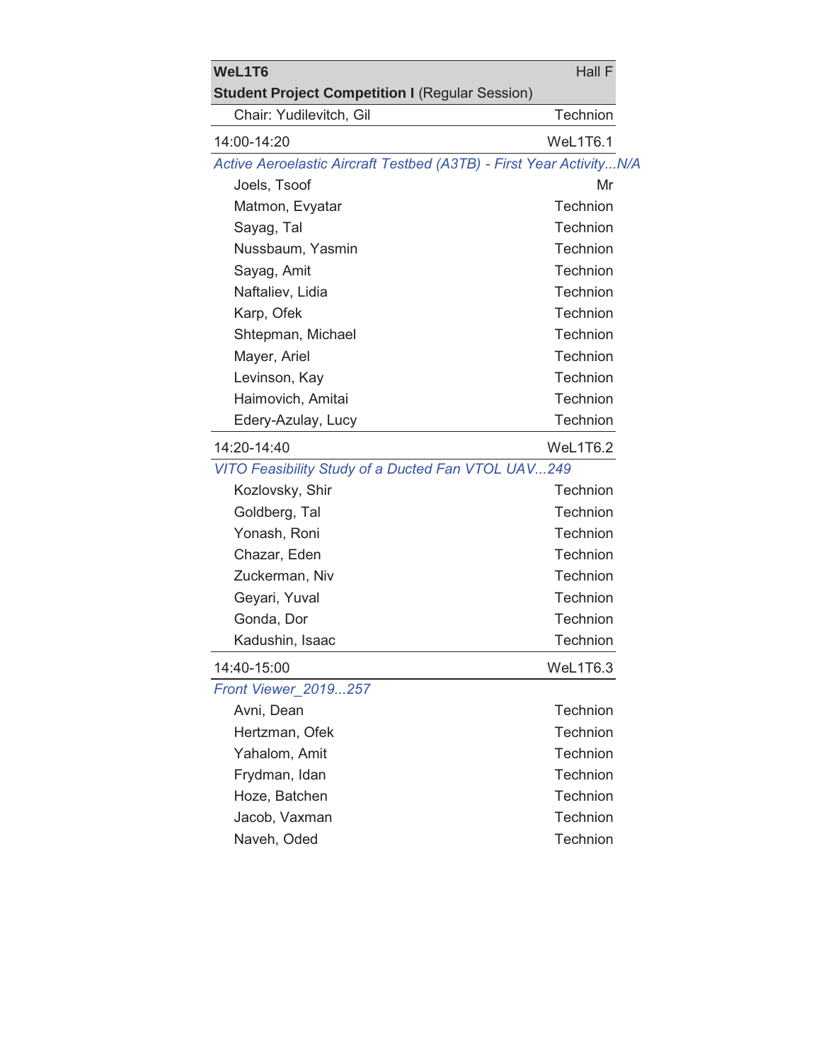| **WeL1T6** | Hall F |
| --- | --- |
| **Student Project Competition I** (Regular Session) | |
| Chair: Yudilevitch, Gil | Technion |
| 14:00-14:20 | WeL1T6.1 |
| *Active Aeroelastic Aircraft Testbed (A3TB) - First Year Activity...N/A* | |
| Joels, Tsoof | Mr |
| Matmon, Evyatar | Technion |
| Sayag, Tal | Technion |
| Nussbaum, Yasmin | Technion |
| Sayag, Amit | Technion |
| Naftaliev, Lidia | Technion |
| Karp, Ofek | Technion |
| Shtepman, Michael | Technion |
| Mayer, Ariel | Technion |
| Levinson, Kay | Technion |
| Haimovich, Amitai | Technion |
| Edery-Azulay, Lucy | Technion |
| 14:20-14:40 | WeL1T6.2 |
| *VITO Feasibility Study of a Ducted Fan VTOL UAV...249* | |
| Kozlovsky, Shir | Technion |
| Goldberg, Tal | Technion |
| Yonash, Roni | Technion |
| Chazar, Eden | Technion |
| Zuckerman, Niv | Technion |
| Geyari, Yuval | Technion |
| Gonda, Dor | Technion |
| Kadushin, Isaac | Technion |
| 14:40-15:00 | WeL1T6.3 |
| *Front Viewer_2019...257* | |
| Avni, Dean | Technion |
| Hertzman, Ofek | Technion |
| Yahalom, Amit | Technion |
| Frydman, Idan | Technion |
| Hoze, Batchen | Technion |
| Jacob, Vaxman | Technion |
| Naveh, Oded | Technion |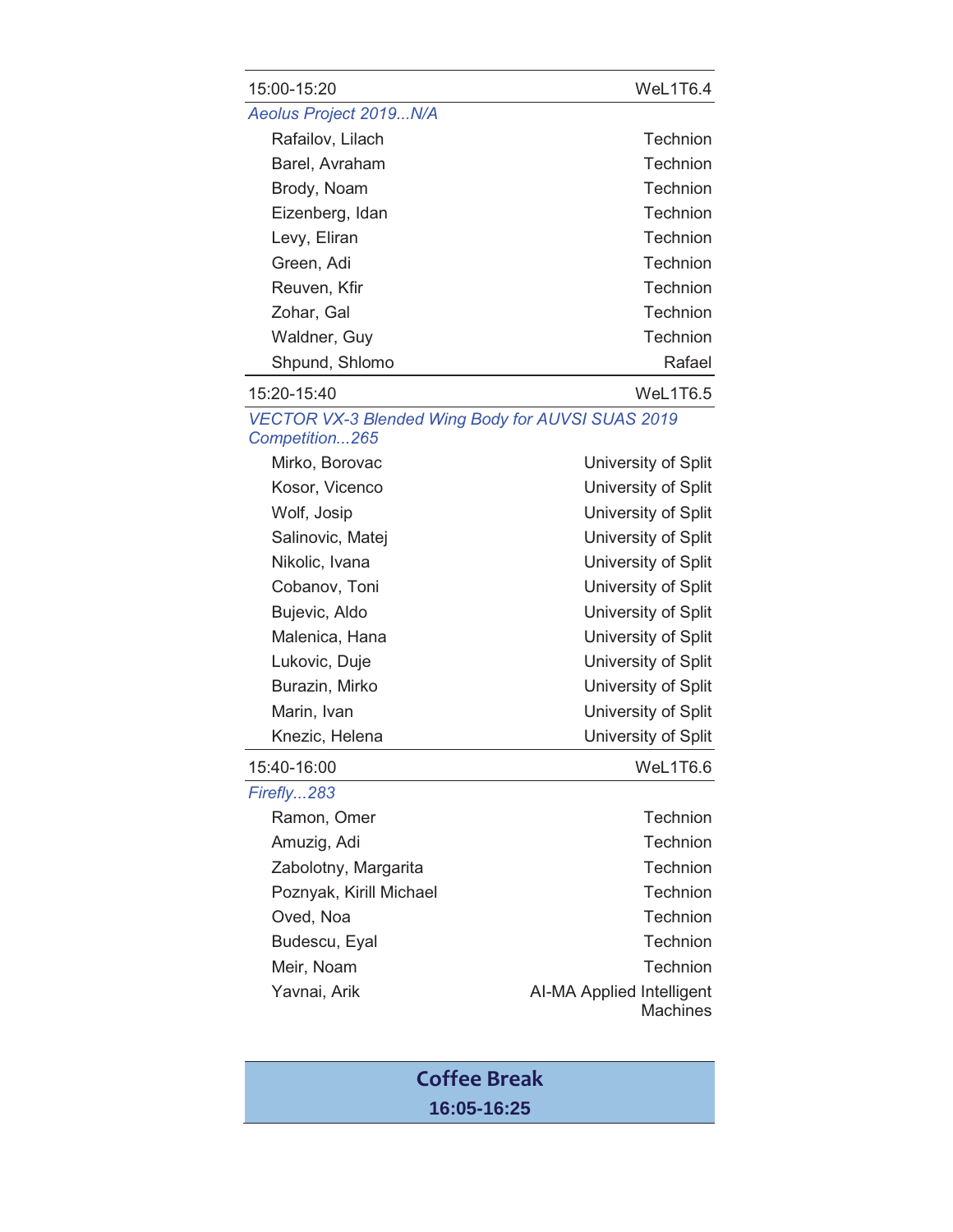| 15:00-15:20 | WeL1T6.4 |
|---|---|

*Aeolus Project 2019...N/A*

| | |
|---|---|
| Rafailov, Lilach | Technion |
| Barel, Avraham | Technion |
| Brody, Noam | Technion |
| Eizenberg, Idan | Technion |
| Levy, Eliran | Technion |
| Green, Adi | Technion |
| Reuven, Kfir | Technion |
| Zohar, Gal | Technion |
| Waldner, Guy | Technion |
| Shpund, Shlomo | Rafael |

| 15:20-15:40 | WeL1T6.5 |
|---|---|

*VECTOR VX-3 Blended Wing Body for AUVSI SUAS 2019 Competition...265*

| | |
|---|---|
| Mirko, Borovac | University of Split |
| Kosor, Vicenco | University of Split |
| Wolf, Josip | University of Split |
| Salinovic, Matej | University of Split |
| Nikolic, Ivana | University of Split |
| Cobanov, Toni | University of Split |
| Bujevic, Aldo | University of Split |
| Malenica, Hana | University of Split |
| Lukovic, Duje | University of Split |
| Burazin, Mirko | University of Split |
| Marin, Ivan | University of Split |
| Knezic, Helena | University of Split |

| 15:40-16:00 | WeL1T6.6 |
|---|---|

*Firefly...283*

| | |
|---|---|
| Ramon, Omer | Technion |
| Amuzig, Adi | Technion |
| Zabolotny, Margarita | Technion |
| Poznyak, Kirill Michael | Technion |
| Oved, Noa | Technion |
| Budescu, Eyal | Technion |
| Meir, Noam | Technion |
| Yavnai, Arik | AI-MA Applied Intelligent Machines |

**Coffee Break**

**16:05-16:25**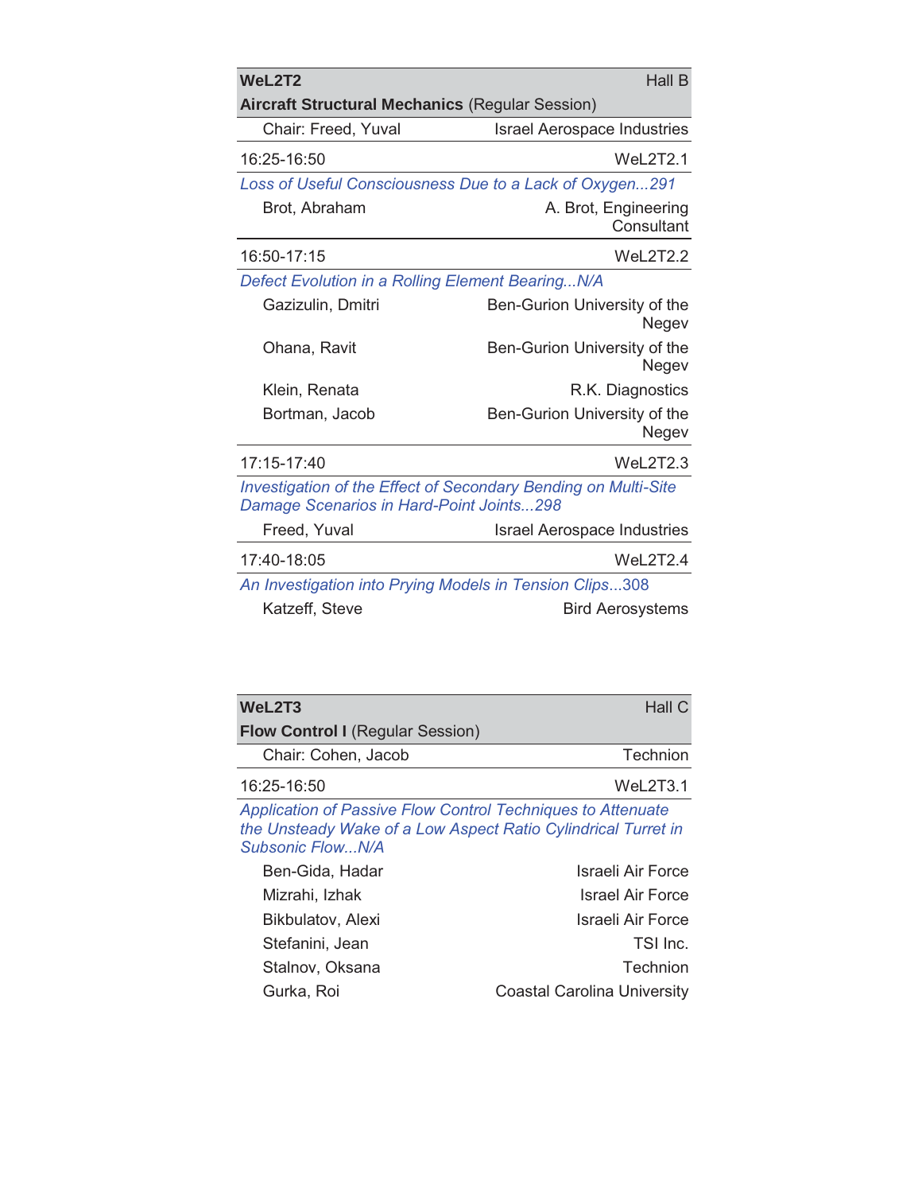| **WeL2T2** | Hall B |
|---|---|
| **Aircraft Structural Mechanics** (Regular Session) | |
| Chair: Freed, Yuval | Israel Aerospace Industries |

| 16:25-16:50 | WeL2T2.1 |
|---|---|

*Loss of Useful Consciousness Due to a Lack of Oxygen...291*

| Brot, Abraham | A. Brot, Engineering Consultant |
|---|---|

| 16:50-17:15 | WeL2T2.2 |
|---|---|

*Defect Evolution in a Rolling Element Bearing...N/A*

| Gazizulin, Dmitri | Ben-Gurion University of the Negev |
|---|---|
| Ohana, Ravit | Ben-Gurion University of the Negev |
| Klein, Renata | R.K. Diagnostics |
| Bortman, Jacob | Ben-Gurion University of the Negev |

| 17:15-17:40 | WeL2T2.3 |
|---|---|

*Investigation of the Effect of Secondary Bending on Multi-Site Damage Scenarios in Hard-Point Joints...298*

| Freed, Yuval | Israel Aerospace Industries |
|---|---|

| 17:40-18:05 | WeL2T2.4 |
|---|---|

*An Investigation into Prying Models in Tension Clips*...308

| Katzeff, Steve | Bird Aerosystems |
|---|---|

| **WeL2T3** | Hall C |
|---|---|
| **Flow Control I** (Regular Session) | |
| Chair: Cohen, Jacob | Technion |

| 16:25-16:50 | WeL2T3.1 |
|---|---|

*Application of Passive Flow Control Techniques to Attenuate the Unsteady Wake of a Low Aspect Ratio Cylindrical Turret in Subsonic Flow...N/A*

| Ben-Gida, Hadar | Israeli Air Force |
|---|---|
| Mizrahi, Izhak | Israel Air Force |
| Bikbulatov, Alexi | Israeli Air Force |
| Stefanini, Jean | TSI Inc. |
| Stalnov, Oksana | Technion |
| Gurka, Roi | Coastal Carolina University |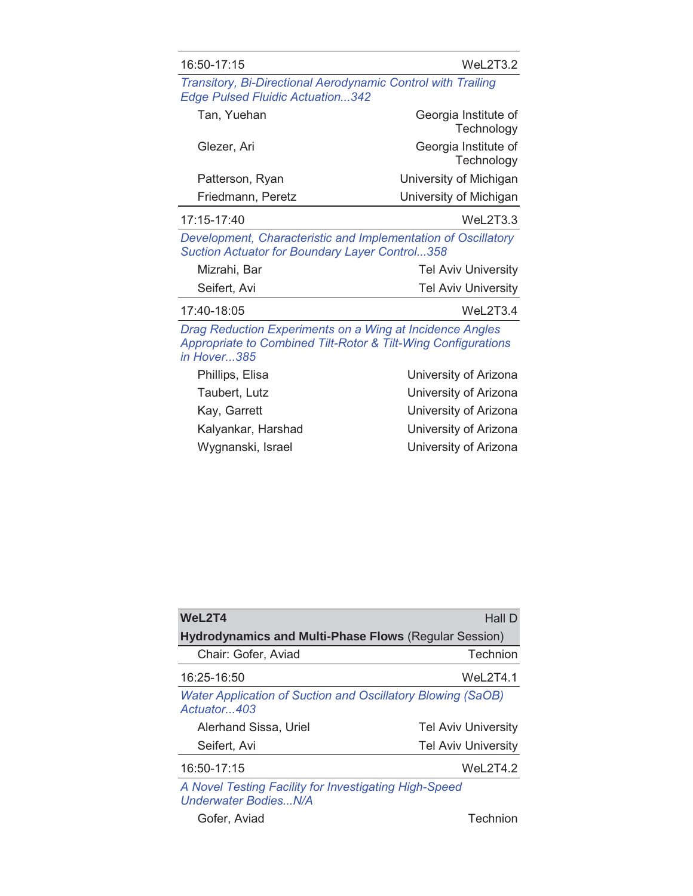| 16:50-17:15 | WeL2T3.2 |
|---|---|

*Transitory, Bi-Directional Aerodynamic Control with Trailing Edge Pulsed Fluidic Actuation...342*

| | |
|---|---|
| Tan, Yuehan | Georgia Institute of Technology |
| Glezer, Ari | Georgia Institute of Technology |
| Patterson, Ryan | University of Michigan |
| Friedmann, Peretz | University of Michigan |

| 17:15-17:40 | WeL2T3.3 |
|---|---|

*Development, Characteristic and Implementation of Oscillatory Suction Actuator for Boundary Layer Control...358*

| | |
|---|---|
| Mizrahi, Bar | Tel Aviv University |
| Seifert, Avi | Tel Aviv University |

| 17:40-18:05 | WeL2T3.4 |
|---|---|

*Drag Reduction Experiments on a Wing at Incidence Angles Appropriate to Combined Tilt-Rotor & Tilt-Wing Configurations in Hover...385*

| | |
|---|---|
| Phillips, Elisa | University of Arizona |
| Taubert, Lutz | University of Arizona |
| Kay, Garrett | University of Arizona |
| Kalyankar, Harshad | University of Arizona |
| Wygnanski, Israel | University of Arizona |

| **WeL2T4** | Hall D |
|---|---|

**Hydrodynamics and Multi-Phase Flows** (Regular Session)

| | |
|---|---|
| Chair: Gofer, Aviad | Technion |

| 16:25-16:50 | WeL2T4.1 |
|---|---|

*Water Application of Suction and Oscillatory Blowing (SaOB) Actuator...403*

| | |
|---|---|
| Alerhand Sissa, Uriel | Tel Aviv University |
| Seifert, Avi | Tel Aviv University |

| 16:50-17:15 | WeL2T4.2 |
|---|---|

*A Novel Testing Facility for Investigating High-Speed Underwater Bodies...N/A*

| | |
|---|---|
| Gofer, Aviad | Technion |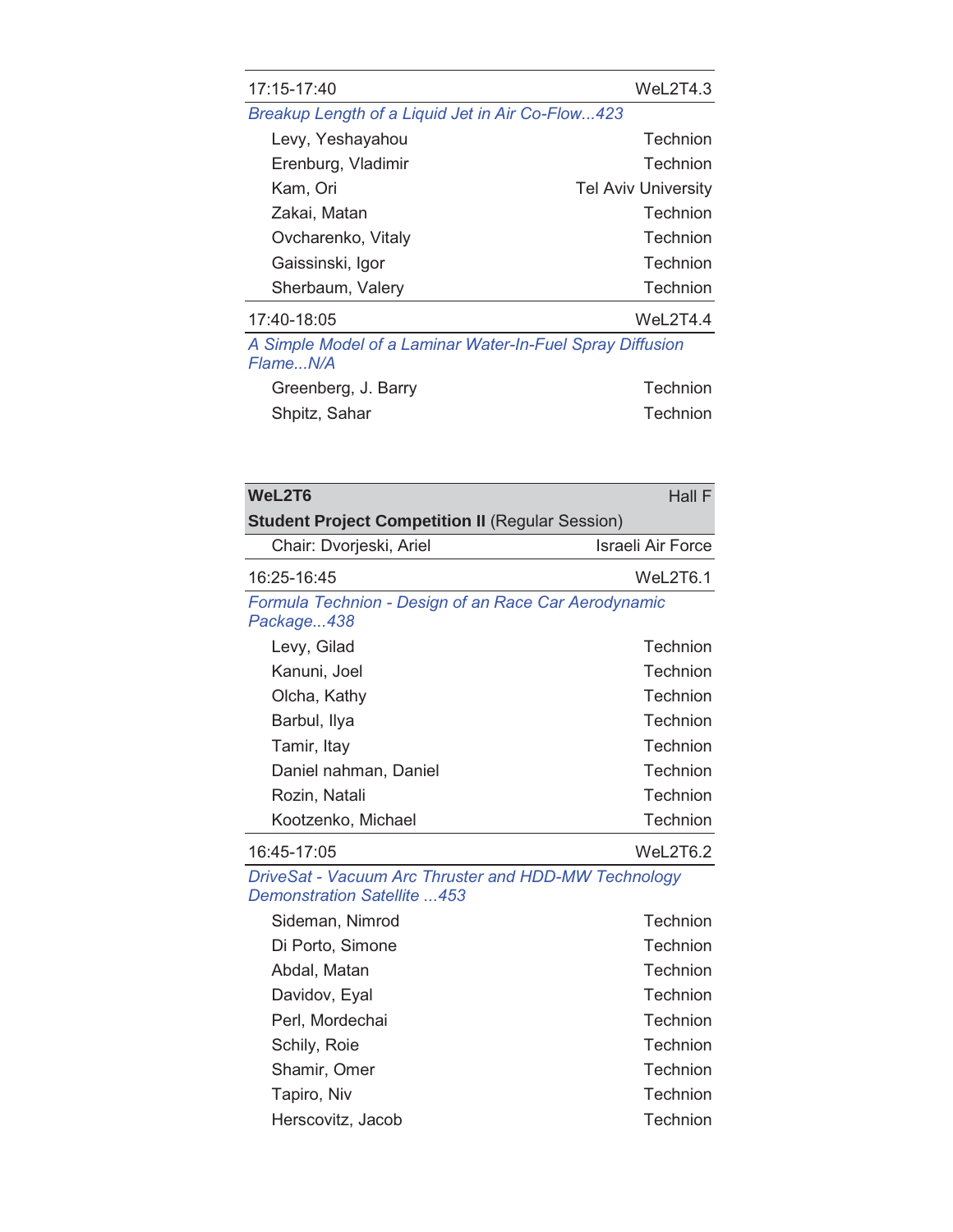| 17:15-17:40 | WeL2T4.3 |
|---|---|
| *Breakup Length of a Liquid Jet in Air Co-Flow...423* | |
| Levy, Yeshayahou | Technion |
| Erenburg, Vladimir | Technion |
| Kam, Ori | Tel Aviv University |
| Zakai, Matan | Technion |
| Ovcharenko, Vitaly | Technion |
| Gaissinski, Igor | Technion |
| Sherbaum, Valery | Technion |

| 17:40-18:05 | WeL2T4.4 |
|---|---|
| *A Simple Model of a Laminar Water-In-Fuel Spray Diffusion Flame...N/A* | |
| Greenberg, J. Barry | Technion |
| Shpitz, Sahar | Technion |

| **WeL2T6** | Hall F |
|---|---|
| **Student Project Competition II** (Regular Session) | |
| Chair: Dvorjeski, Ariel | Israeli Air Force |

| 16:25-16:45 | WeL2T6.1 |
|---|---|
| *Formula Technion - Design of an Race Car Aerodynamic Package...438* | |
| Levy, Gilad | Technion |
| Kanuni, Joel | Technion |
| Olcha, Kathy | Technion |
| Barbul, Ilya | Technion |
| Tamir, Itay | Technion |
| Daniel nahman, Daniel | Technion |
| Rozin, Natali | Technion |
| Kootzenko, Michael | Technion |

| 16:45-17:05 | WeL2T6.2 |
|---|---|
| *DriveSat - Vacuum Arc Thruster and HDD-MW Technology Demonstration Satellite ...453* | |
| Sideman, Nimrod | Technion |
| Di Porto, Simone | Technion |
| Abdal, Matan | Technion |
| Davidov, Eyal | Technion |
| Perl, Mordechai | Technion |
| Schily, Roie | Technion |
| Shamir, Omer | Technion |
| Tapiro, Niv | Technion |
| Herscovitz, Jacob | Technion |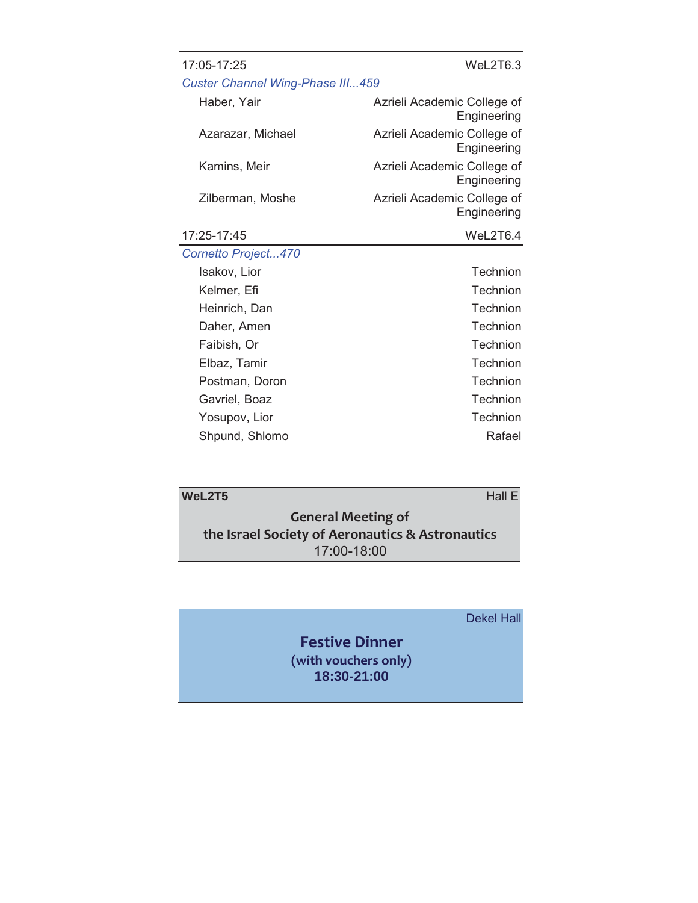| 17:05-17:25 | WeL2T6.3 |
| --- | --- |
| *Custer Channel Wing-Phase III...459* | |
| Haber, Yair | Azrieli Academic College of Engineering |
| Azarazar, Michael | Azrieli Academic College of Engineering |
| Kamins, Meir | Azrieli Academic College of Engineering |
| Zilberman, Moshe | Azrieli Academic College of Engineering |

| 17:25-17:45 | WeL2T6.4 |
| --- | --- |
| *Cornetto Project...470* | |
| Isakov, Lior | Technion |
| Kelmer, Efi | Technion |
| Heinrich, Dan | Technion |
| Daher, Amen | Technion |
| Faibish, Or | Technion |
| Elbaz, Tamir | Technion |
| Postman, Doron | Technion |
| Gavriel, Boaz | Technion |
| Yosupov, Lior | Technion |
| Shpund, Shlomo | Rafael |

**WeL2T5** Hall E

**General Meeting of**
**the Israel Society of Aeronautics & Astronautics**
17:00-18:00

Dekel Hall

**Festive Dinner**
**(with vouchers only)**
**18:30-21:00**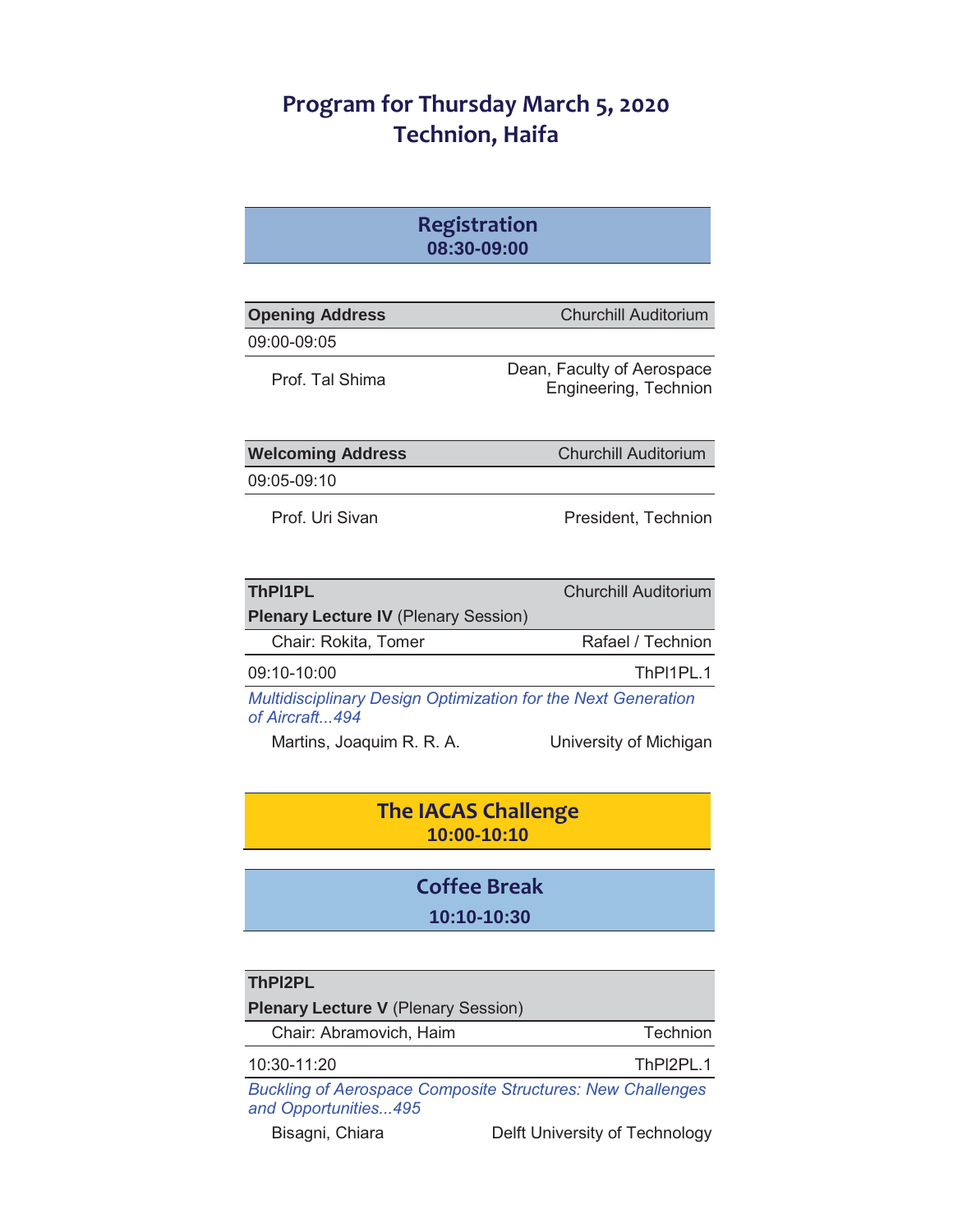# Program for Thursday March 5, 2020
# Technion, Haifa

## Registration
**08:30-09:00**

| **Opening Address** | Churchill Auditorium |
|---|---|
| 09:00-09:05 | |
| Prof. Tal Shima | Dean, Faculty of Aerospace Engineering, Technion |

| **Welcoming Address** | Churchill Auditorium |
|---|---|
| 09:05-09:10 | |
| Prof. Uri Sivan | President, Technion |

| **ThPl1PL** | Churchill Auditorium |
|---|---|
| **Plenary Lecture IV** (Plenary Session) | |
| Chair: Rokita, Tomer | Rafael / Technion |
| 09:10-10:00 | ThPl1PL.1 |
| *Multidisciplinary Design Optimization for the Next Generation of Aircraft...494* | |
| Martins, Joaquim R. R. A. | University of Michigan |

## The IACAS Challenge
**10:00-10:10**

## Coffee Break
**10:10-10:30**

| **ThPl2PL** | |
|---|---|
| **Plenary Lecture V** (Plenary Session) | |
| Chair: Abramovich, Haim | Technion |
| 10:30-11:20 | ThPl2PL.1 |
| *Buckling of Aerospace Composite Structures: New Challenges and Opportunities...495* | |
| Bisagni, Chiara | Delft University of Technology |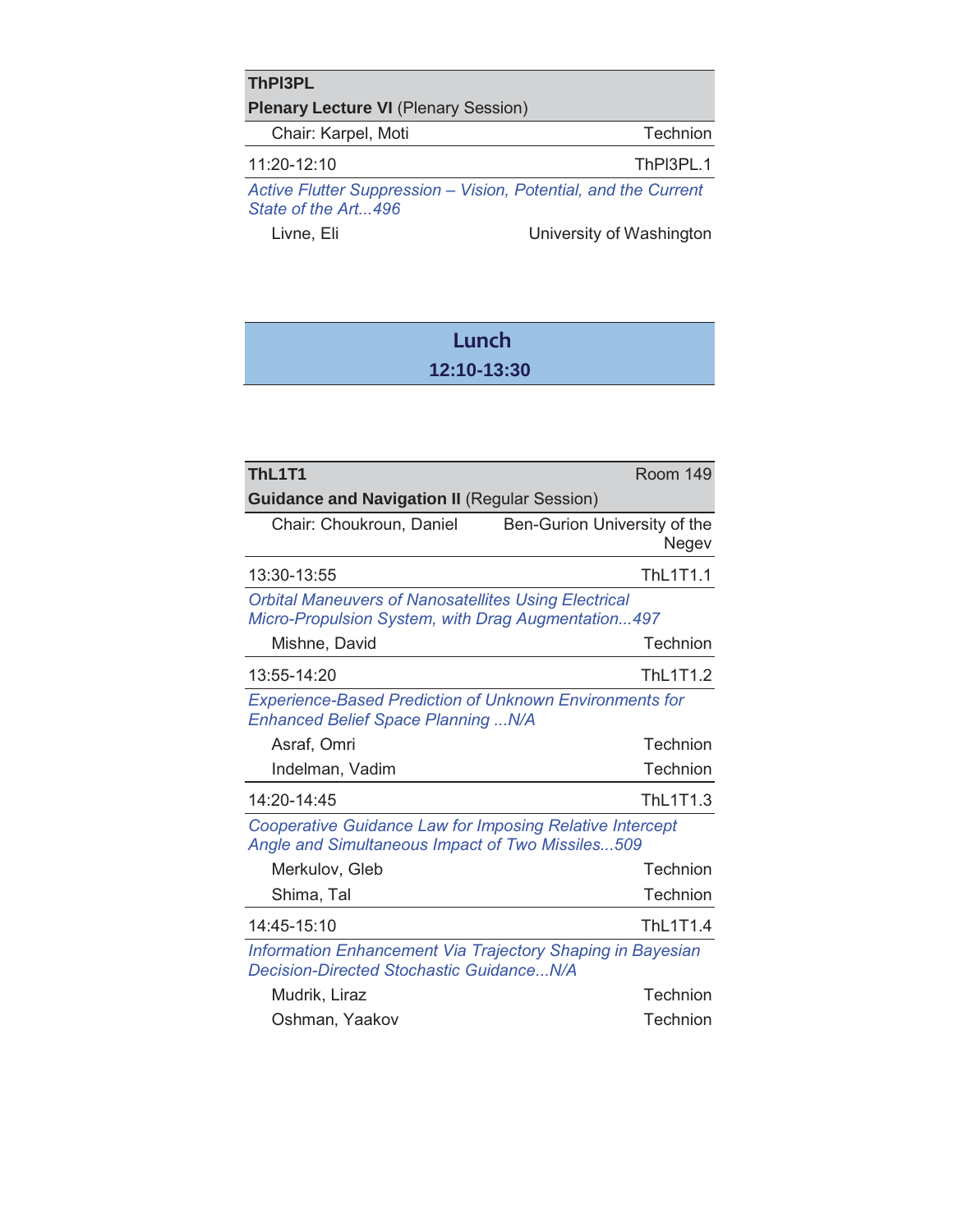**ThPl3PL**

**Plenary Lecture VI** (Plenary Session)

| Chair: Karpel, Moti | Technion |
|---|---|

| 11:20-12:10 | ThPl3PL.1 |
|---|---|

*Active Flutter Suppression – Vision, Potential, and the Current State of the Art...496*

| Livne, Eli | University of Washington |
|---|---|

## Lunch
**12:10-13:30**

**ThL1T1** — Room 149

**Guidance and Navigation II** (Regular Session)

| Chair: Choukroun, Daniel | Ben-Gurion University of the Negev |
|---|---|

| 13:30-13:55 | ThL1T1.1 |
|---|---|

*Orbital Maneuvers of Nanosatellites Using Electrical Micro-Propulsion System, with Drag Augmentation...497*

| Mishne, David | Technion |
|---|---|

| 13:55-14:20 | ThL1T1.2 |
|---|---|

*Experience-Based Prediction of Unknown Environments for Enhanced Belief Space Planning ...N/A*

| Asraf, Omri | Technion |
|---|---|
| Indelman, Vadim | Technion |

| 14:20-14:45 | ThL1T1.3 |
|---|---|

*Cooperative Guidance Law for Imposing Relative Intercept Angle and Simultaneous Impact of Two Missiles...509*

| Merkulov, Gleb | Technion |
|---|---|
| Shima, Tal | Technion |

| 14:45-15:10 | ThL1T1.4 |
|---|---|

*Information Enhancement Via Trajectory Shaping in Bayesian Decision-Directed Stochastic Guidance...N/A*

| Mudrik, Liraz | Technion |
|---|---|
| Oshman, Yaakov | Technion |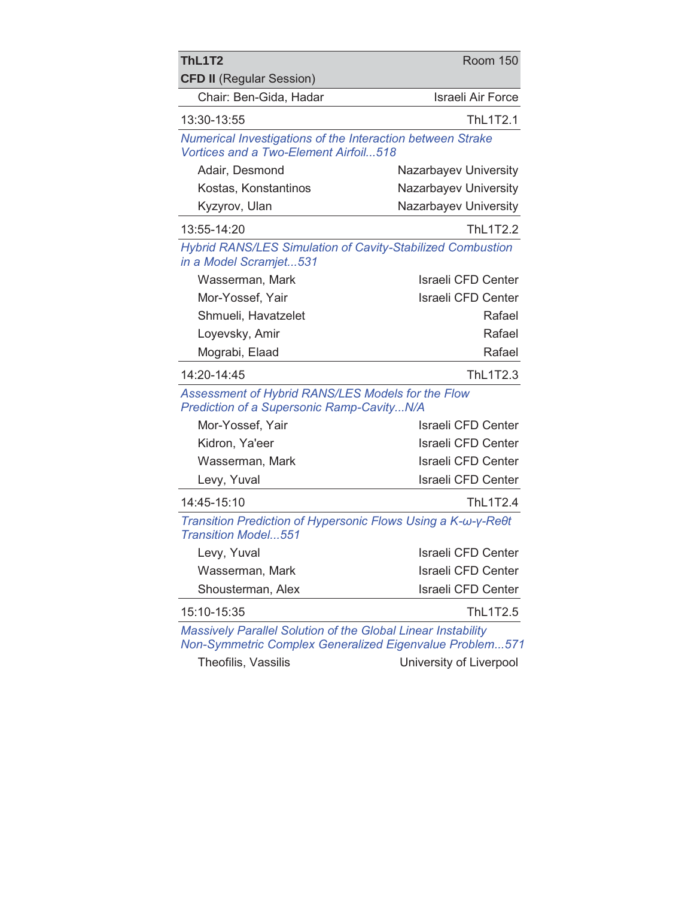**ThL1T2** Room 150

**CFD II** (Regular Session)

Chair: Ben-Gida, Hadar — Israeli Air Force

---

13:30-13:55 — ThL1T2.1

*Numerical Investigations of the Interaction between Strake Vortices and a Two-Element Airfoil...518*

| Author | Affiliation |
|---|---|
| Adair, Desmond | Nazarbayev University |
| Kostas, Konstantinos | Nazarbayev University |
| Kyzyrov, Ulan | Nazarbayev University |

---

13:55-14:20 — ThL1T2.2

*Hybrid RANS/LES Simulation of Cavity-Stabilized Combustion in a Model Scramjet...531*

| Author | Affiliation |
|---|---|
| Wasserman, Mark | Israeli CFD Center |
| Mor-Yossef, Yair | Israeli CFD Center |
| Shmueli, Havatzelet | Rafael |
| Loyevsky, Amir | Rafael |
| Mograbi, Elaad | Rafael |

---

14:20-14:45 — ThL1T2.3

*Assessment of Hybrid RANS/LES Models for the Flow Prediction of a Supersonic Ramp-Cavity...N/A*

| Author | Affiliation |
|---|---|
| Mor-Yossef, Yair | Israeli CFD Center |
| Kidron, Ya'eer | Israeli CFD Center |
| Wasserman, Mark | Israeli CFD Center |
| Levy, Yuval | Israeli CFD Center |

---

14:45-15:10 — ThL1T2.4

*Transition Prediction of Hypersonic Flows Using a K-ω-γ-Reθt Transition Model...551*

| Author | Affiliation |
|---|---|
| Levy, Yuval | Israeli CFD Center |
| Wasserman, Mark | Israeli CFD Center |
| Shousterman, Alex | Israeli CFD Center |

---

15:10-15:35 — ThL1T2.5

*Massively Parallel Solution of the Global Linear Instability Non-Symmetric Complex Generalized Eigenvalue Problem...571*

| Author | Affiliation |
|---|---|
| Theofilis, Vassilis | University of Liverpool |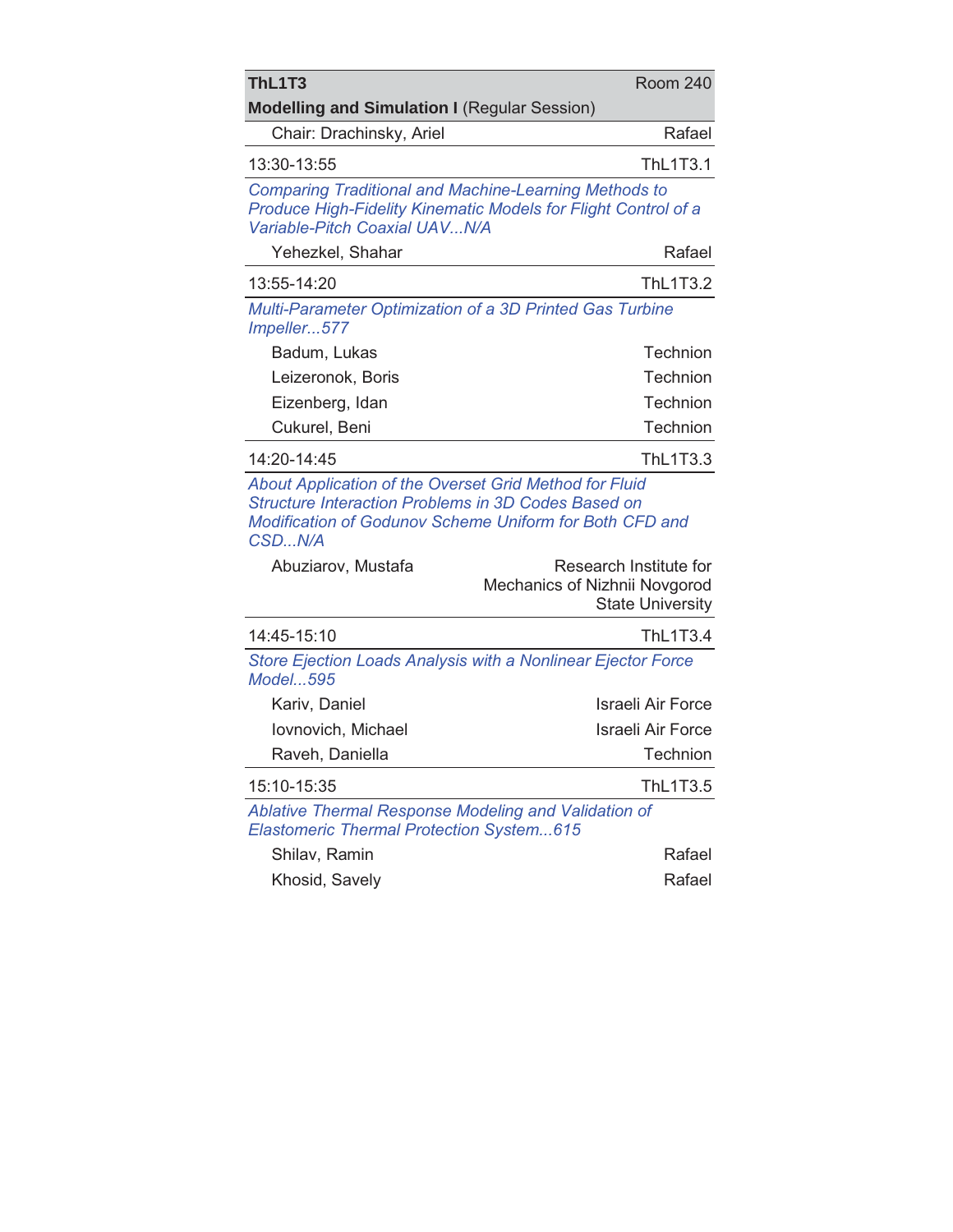| **ThL1T3** | Room 240 |
|---|---|
| **Modelling and Simulation I** (Regular Session) | |
| Chair: Drachinsky, Ariel | Rafael |

| 13:30-13:55 | ThL1T3.1 |
|---|---|

*Comparing Traditional and Machine-Learning Methods to Produce High-Fidelity Kinematic Models for Flight Control of a Variable-Pitch Coaxial UAV...N/A*

| Author | Affiliation |
|---|---|
| Yehezkel, Shahar | Rafael |

| 13:55-14:20 | ThL1T3.2 |
|---|---|

*Multi-Parameter Optimization of a 3D Printed Gas Turbine Impeller...577*

| Author | Affiliation |
|---|---|
| Badum, Lukas | Technion |
| Leizeronok, Boris | Technion |
| Eizenberg, Idan | Technion |
| Cukurel, Beni | Technion |

| 14:20-14:45 | ThL1T3.3 |
|---|---|

*About Application of the Overset Grid Method for Fluid Structure Interaction Problems in 3D Codes Based on Modification of Godunov Scheme Uniform for Both CFD and CSD...N/A*

| Author | Affiliation |
|---|---|
| Abuziarov, Mustafa | Research Institute for Mechanics of Nizhnii Novgorod State University |

| 14:45-15:10 | ThL1T3.4 |
|---|---|

*Store Ejection Loads Analysis with a Nonlinear Ejector Force Model...595*

| Author | Affiliation |
|---|---|
| Kariv, Daniel | Israeli Air Force |
| Iovnovich, Michael | Israeli Air Force |
| Raveh, Daniella | Technion |

| 15:10-15:35 | ThL1T3.5 |
|---|---|

*Ablative Thermal Response Modeling and Validation of Elastomeric Thermal Protection System...615*

| Author | Affiliation |
|---|---|
| Shilav, Ramin | Rafael |
| Khosid, Savely | Rafael |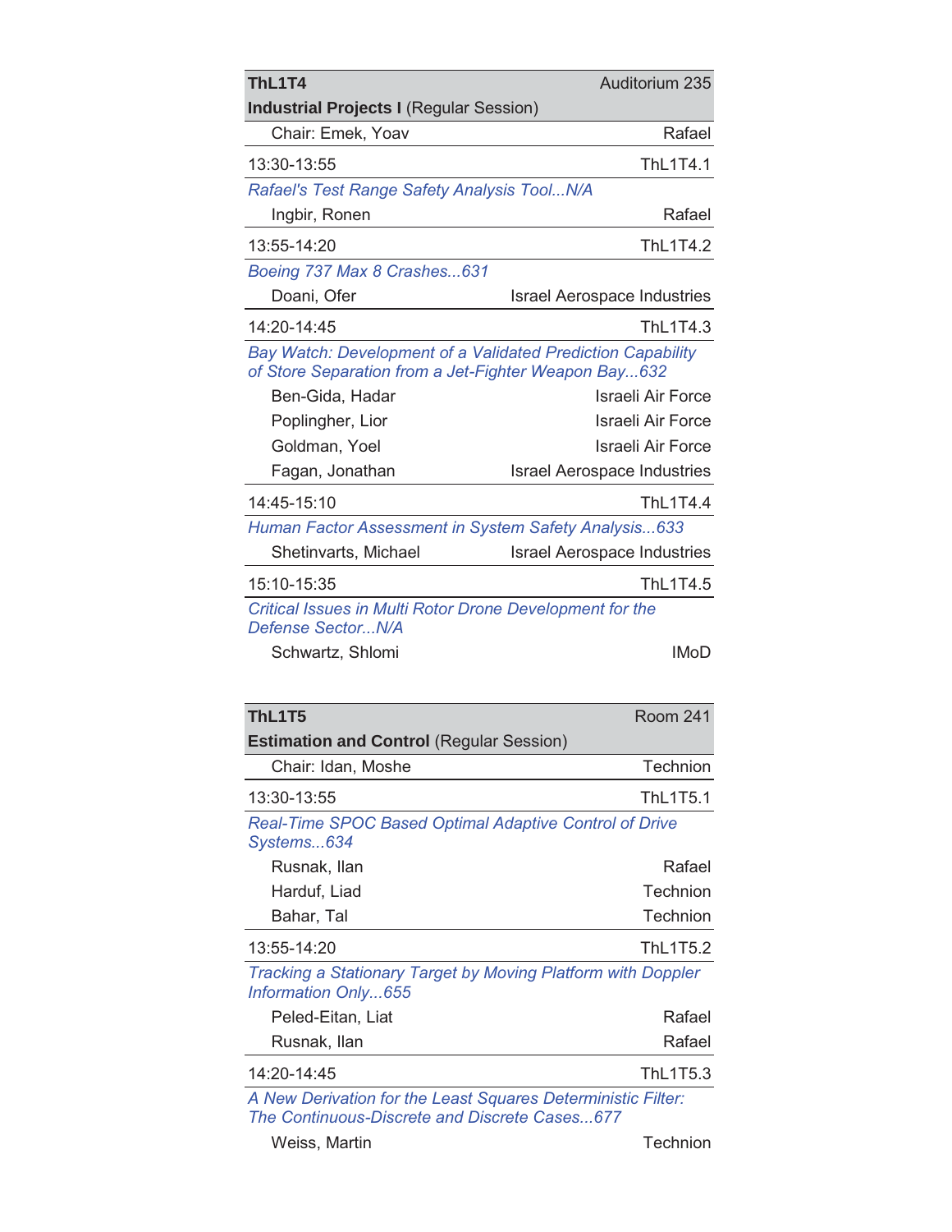| **ThL1T4** | Auditorium 235 |
|---|---|
| **Industrial Projects I** (Regular Session) | |
| Chair: Emek, Yoav | Rafael |
| 13:30-13:55 | ThL1T4.1 |
| *Rafael's Test Range Safety Analysis Tool...N/A* | |
| Ingbir, Ronen | Rafael |
| 13:55-14:20 | ThL1T4.2 |
| *Boeing 737 Max 8 Crashes...631* | |
| Doani, Ofer | Israel Aerospace Industries |
| 14:20-14:45 | ThL1T4.3 |
| *Bay Watch: Development of a Validated Prediction Capability of Store Separation from a Jet-Fighter Weapon Bay...632* | |
| Ben-Gida, Hadar | Israeli Air Force |
| Poplingher, Lior | Israeli Air Force |
| Goldman, Yoel | Israeli Air Force |
| Fagan, Jonathan | Israel Aerospace Industries |
| 14:45-15:10 | ThL1T4.4 |
| *Human Factor Assessment in System Safety Analysis...633* | |
| Shetinvarts, Michael | Israel Aerospace Industries |
| 15:10-15:35 | ThL1T4.5 |
| *Critical Issues in Multi Rotor Drone Development for the Defense Sector...N/A* | |
| Schwartz, Shlomi | IMoD |

| **ThL1T5** | Room 241 |
|---|---|
| **Estimation and Control** (Regular Session) | |
| Chair: Idan, Moshe | Technion |
| 13:30-13:55 | ThL1T5.1 |
| *Real-Time SPOC Based Optimal Adaptive Control of Drive Systems...634* | |
| Rusnak, Ilan | Rafael |
| Harduf, Liad | Technion |
| Bahar, Tal | Technion |
| 13:55-14:20 | ThL1T5.2 |
| *Tracking a Stationary Target by Moving Platform with Doppler Information Only...655* | |
| Peled-Eitan, Liat | Rafael |
| Rusnak, Ilan | Rafael |
| 14:20-14:45 | ThL1T5.3 |
| *A New Derivation for the Least Squares Deterministic Filter: The Continuous-Discrete and Discrete Cases...677* | |
| Weiss, Martin | Technion |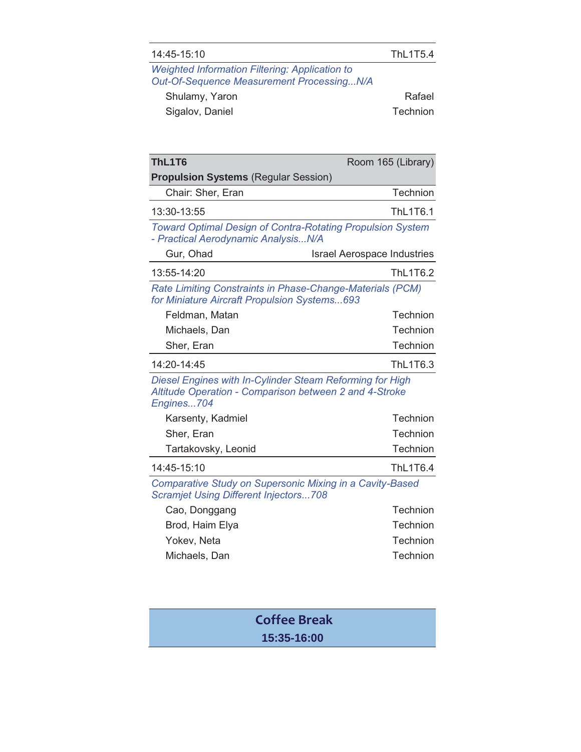| 14:45-15:10 | ThL1T5.4 |
|---|---|

*Weighted Information Filtering: Application to Out-Of-Sequence Measurement Processing...N/A*

| | |
|---|---|
| Shulamy, Yaron | Rafael |
| Sigalov, Daniel | Technion |

| **ThL1T6** | Room 165 (Library) |
|---|---|
| **Propulsion Systems** (Regular Session) | |
| Chair: Sher, Eran | Technion |

| 13:30-13:55 | ThL1T6.1 |
|---|---|

*Toward Optimal Design of Contra-Rotating Propulsion System - Practical Aerodynamic Analysis...N/A*

| | |
|---|---|
| Gur, Ohad | Israel Aerospace Industries |

| 13:55-14:20 | ThL1T6.2 |
|---|---|

*Rate Limiting Constraints in Phase-Change-Materials (PCM) for Miniature Aircraft Propulsion Systems...693*

| | |
|---|---|
| Feldman, Matan | Technion |
| Michaels, Dan | Technion |
| Sher, Eran | Technion |

| 14:20-14:45 | ThL1T6.3 |
|---|---|

*Diesel Engines with In-Cylinder Steam Reforming for High Altitude Operation - Comparison between 2 and 4-Stroke Engines...704*

| | |
|---|---|
| Karsenty, Kadmiel | Technion |
| Sher, Eran | Technion |
| Tartakovsky, Leonid | Technion |

| 14:45-15:10 | ThL1T6.4 |
|---|---|

*Comparative Study on Supersonic Mixing in a Cavity-Based Scramjet Using Different Injectors...708*

| | |
|---|---|
| Cao, Donggang | Technion |
| Brod, Haim Elya | Technion |
| Yokev, Neta | Technion |
| Michaels, Dan | Technion |

**Coffee Break**

**15:35-16:00**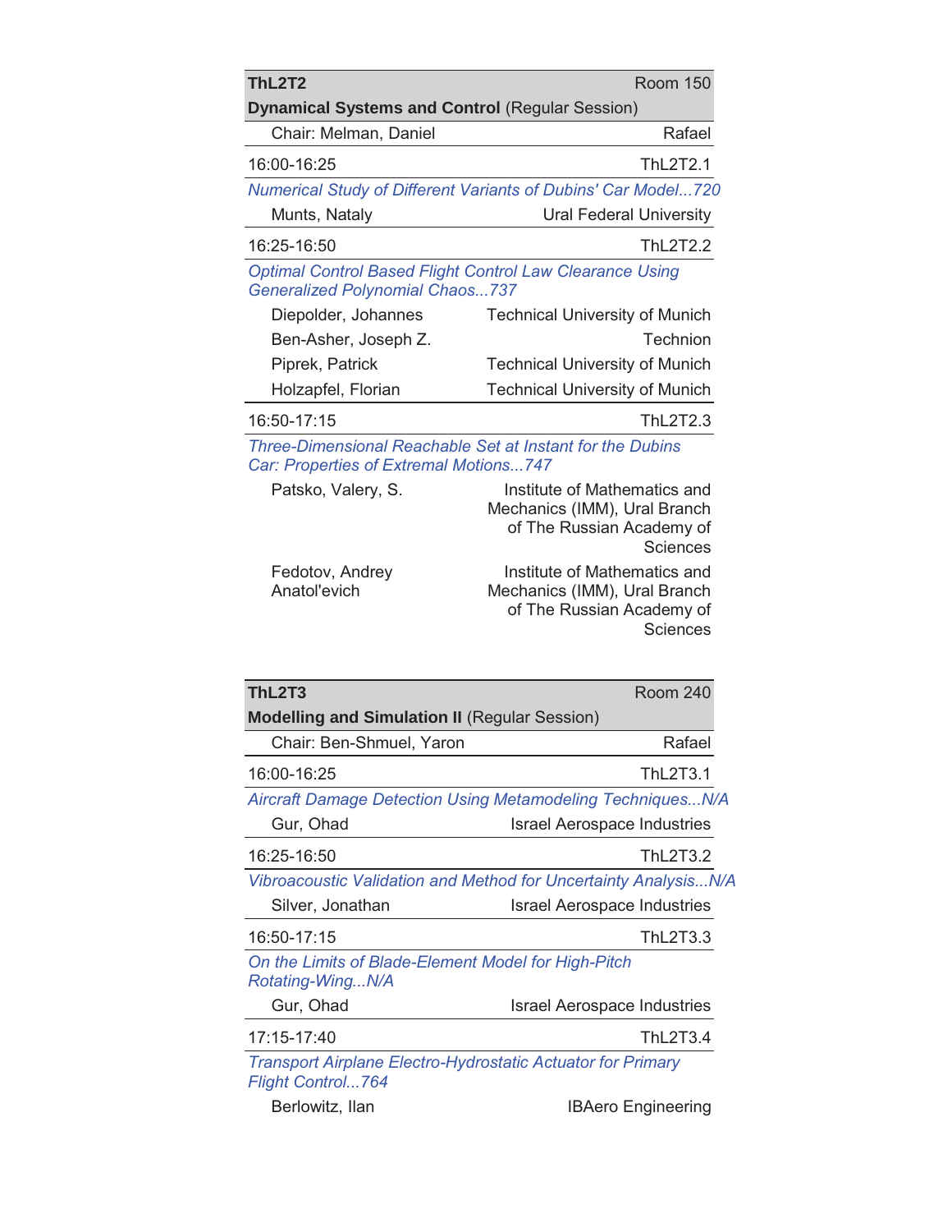## ThL2T2 — Room 150

**Dynamical Systems and Control** (Regular Session)

Chair: Melman, Daniel — Rafael

---

16:00-16:25 — ThL2T2.1

*Numerical Study of Different Variants of Dubins' Car Model...720*

Munts, Nataly — Ural Federal University

---

16:25-16:50 — ThL2T2.2

*Optimal Control Based Flight Control Law Clearance Using Generalized Polynomial Chaos...737*

Diepolder, Johannes — Technical University of Munich
Ben-Asher, Joseph Z. — Technion
Piprek, Patrick — Technical University of Munich
Holzapfel, Florian — Technical University of Munich

---

16:50-17:15 — ThL2T2.3

*Three-Dimensional Reachable Set at Instant for the Dubins Car: Properties of Extremal Motions...747*

Patsko, Valery, S. — Institute of Mathematics and Mechanics (IMM), Ural Branch of The Russian Academy of Sciences
Fedotov, Andrey Anatol'evich — Institute of Mathematics and Mechanics (IMM), Ural Branch of The Russian Academy of Sciences

---

## ThL2T3 — Room 240

**Modelling and Simulation II** (Regular Session)

Chair: Ben-Shmuel, Yaron — Rafael

---

16:00-16:25 — ThL2T3.1

*Aircraft Damage Detection Using Metamodeling Techniques...N/A*

Gur, Ohad — Israel Aerospace Industries

---

16:25-16:50 — ThL2T3.2

*Vibroacoustic Validation and Method for Uncertainty Analysis...N/A*

Silver, Jonathan — Israel Aerospace Industries

---

16:50-17:15 — ThL2T3.3

*On the Limits of Blade-Element Model for High-Pitch Rotating-Wing...N/A*

Gur, Ohad — Israel Aerospace Industries

---

17:15-17:40 — ThL2T3.4

*Transport Airplane Electro-Hydrostatic Actuator for Primary Flight Control...764*

Berlowitz, Ilan — IBAero Engineering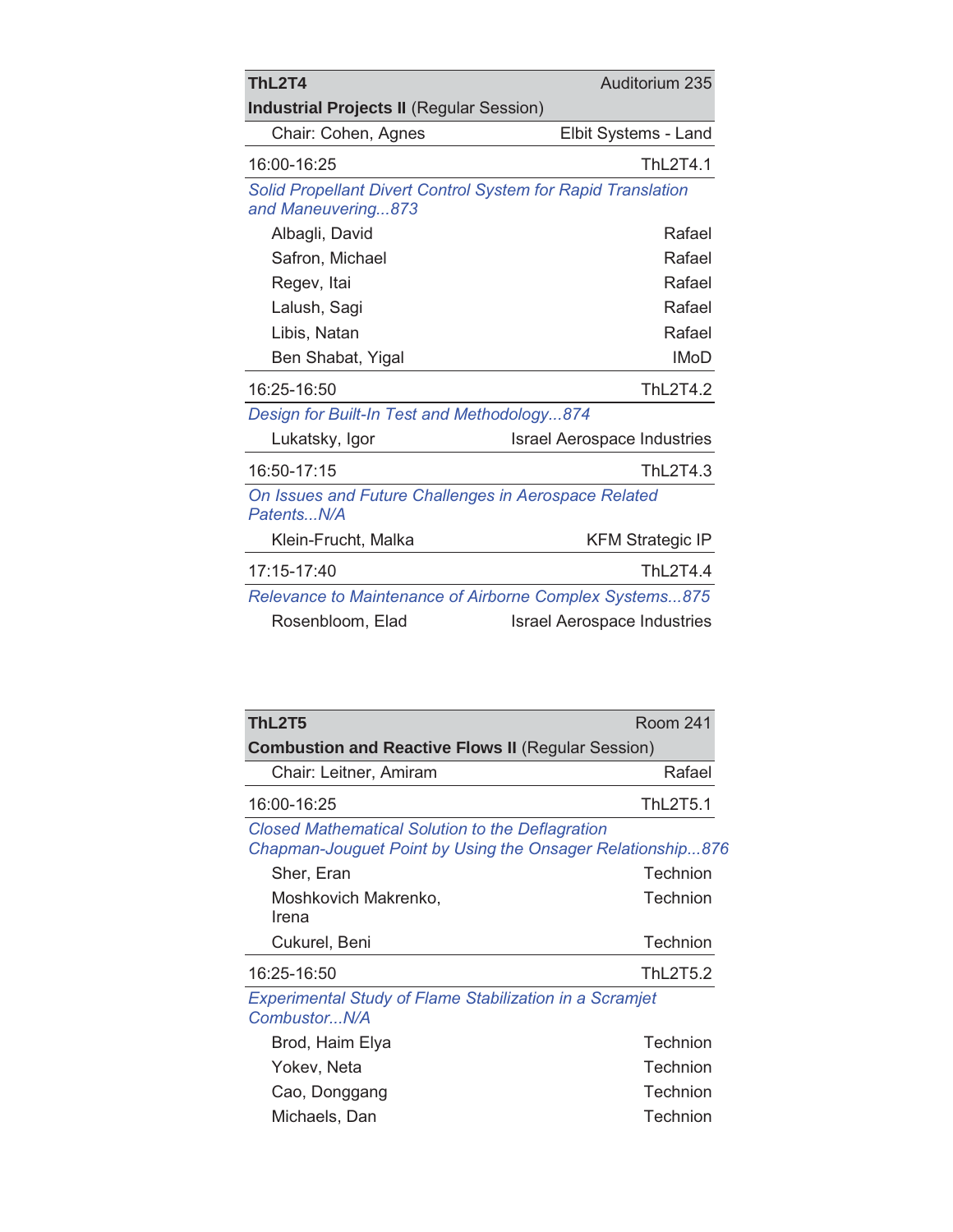**ThL2T4** Auditorium 235

**Industrial Projects II** (Regular Session)

Chair: Cohen, Agnes — Elbit Systems - Land

16:00-16:25 ThL2T4.1

*Solid Propellant Divert Control System for Rapid Translation and Maneuvering...873*

| | |
|---|---|
| Albagli, David | Rafael |
| Safron, Michael | Rafael |
| Regev, Itai | Rafael |
| Lalush, Sagi | Rafael |
| Libis, Natan | Rafael |
| Ben Shabat, Yigal | IMoD |

16:25-16:50 ThL2T4.2

*Design for Built-In Test and Methodology...874*

| | |
|---|---|
| Lukatsky, Igor | Israel Aerospace Industries |

16:50-17:15 ThL2T4.3

*On Issues and Future Challenges in Aerospace Related Patents...N/A*

| | |
|---|---|
| Klein-Frucht, Malka | KFM Strategic IP |

17:15-17:40 ThL2T4.4

*Relevance to Maintenance of Airborne Complex Systems...875*

| | |
|---|---|
| Rosenbloom, Elad | Israel Aerospace Industries |

**ThL2T5** Room 241

**Combustion and Reactive Flows II** (Regular Session)

Chair: Leitner, Amiram — Rafael

16:00-16:25 ThL2T5.1

*Closed Mathematical Solution to the Deflagration Chapman-Jouguet Point by Using the Onsager Relationship...876*

| | |
|---|---|
| Sher, Eran | Technion |
| Moshkovich Makrenko, Irena | Technion |
| Cukurel, Beni | Technion |

16:25-16:50 ThL2T5.2

*Experimental Study of Flame Stabilization in a Scramjet Combustor...N/A*

| | |
|---|---|
| Brod, Haim Elya | Technion |
| Yokev, Neta | Technion |
| Cao, Donggang | Technion |
| Michaels, Dan | Technion |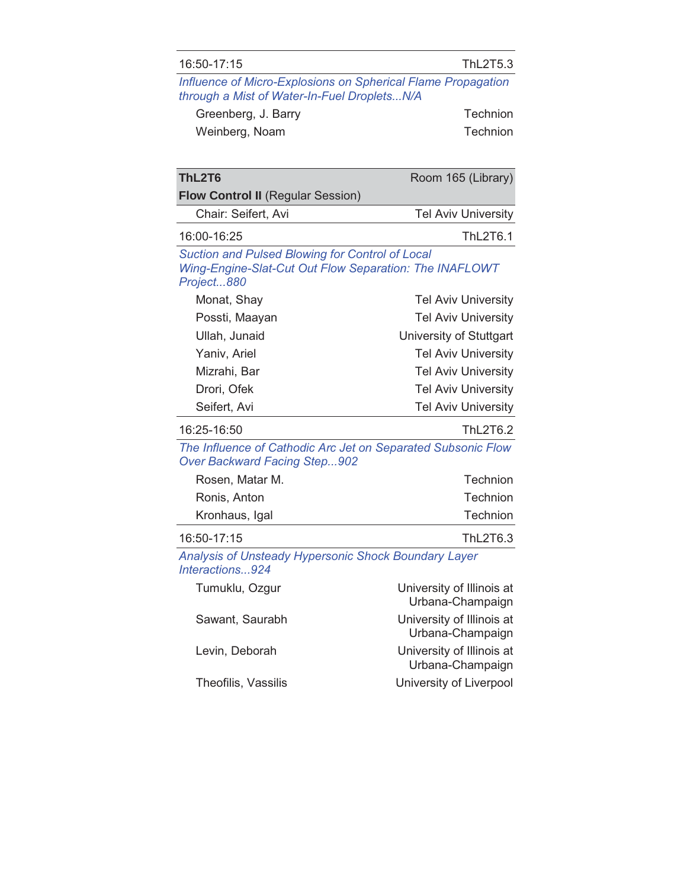16:50-17:15 ThL2T5.3

*Influence of Micro-Explosions on Spherical Flame Propagation through a Mist of Water-In-Fuel Droplets...N/A*

| | |
|---|---|
| Greenberg, J. Barry | Technion |
| Weinberg, Noam | Technion |

**ThL2T6** Room 165 (Library)

**Flow Control II** (Regular Session)

Chair: Seifert, Avi — Tel Aviv University

16:00-16:25 ThL2T6.1

*Suction and Pulsed Blowing for Control of Local Wing-Engine-Slat-Cut Out Flow Separation: The INAFLOWT Project...880*

| | |
|---|---|
| Monat, Shay | Tel Aviv University |
| Possti, Maayan | Tel Aviv University |
| Ullah, Junaid | University of Stuttgart |
| Yaniv, Ariel | Tel Aviv University |
| Mizrahi, Bar | Tel Aviv University |
| Drori, Ofek | Tel Aviv University |
| Seifert, Avi | Tel Aviv University |

16:25-16:50 ThL2T6.2

*The Influence of Cathodic Arc Jet on Separated Subsonic Flow Over Backward Facing Step...902*

| | |
|---|---|
| Rosen, Matar M. | Technion |
| Ronis, Anton | Technion |
| Kronhaus, Igal | Technion |

16:50-17:15 ThL2T6.3

*Analysis of Unsteady Hypersonic Shock Boundary Layer Interactions...924*

| | |
|---|---|
| Tumuklu, Ozgur | University of Illinois at Urbana-Champaign |
| Sawant, Saurabh | University of Illinois at Urbana-Champaign |
| Levin, Deborah | University of Illinois at Urbana-Champaign |
| Theofilis, Vassilis | University of Liverpool |